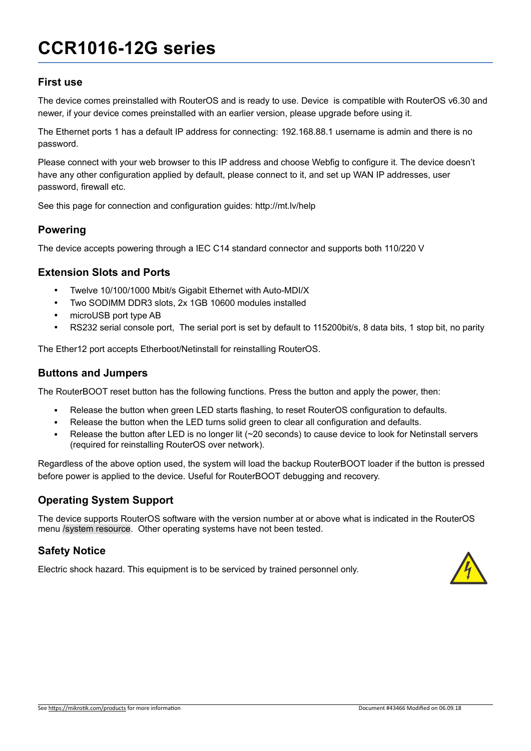# CCR1016-12G series

## First use

The device comes preinstalled with RouterOS and is ready to use. Device  is compatible with RouterOS v6.30 and newer, if your device comes preinstalled with an earlier version, please upgrade before using it.

The Ethernet ports 1 has a default IP address for connecting: 192.168.88.1 username is admin and there is no password.

Please connect with your web browser to this IP address and choose Webfig to configure it. The device doesn't have any other configuration applied by default, please connect to it, and set up WAN IP addresses, user password, firewall etc.

See this page for connection and configuration guides: http://mt.lv/help

## Powering

The device accepts powering through a IEC C14 standard connector and supports both 110/220 V

## Extension Slots and Ports

- Twelve 10/100/1000 Mbit/s Gigabit Ethernet with Auto-MDI/X
- Two SODIMM DDR3 slots, 2x 1GB 10600 modules installed
- microUSB port type AB
- RS232 serial console port,  The serial port is set by default to 115200bit/s, 8 data bits, 1 stop bit, no parity

The Ether12 port accepts Etherboot/Netinstall for reinstalling RouterOS.

## Buttons and Jumpers

The RouterBOOT reset button has the following functions. Press the button and apply the power, then:

- Release the button when green LED starts flashing, to reset RouterOS configuration to defaults.
- Release the button when the LED turns solid green to clear all configuration and defaults.
- Release the button after LED is no longer lit (~20 seconds) to cause device to look for Netinstall servers (required for reinstalling RouterOS over network).

Regardless of the above option used, the system will load the backup RouterBOOT loader if the button is pressed before power is applied to the device. Useful for RouterBOOT debugging and recovery.

## Operating System Support

The device supports RouterOS software with the version number at or above what is indicated in the RouterOS menu /system resource.  Other operating systems have not been tested.

## Safety Notice

Electric shock hazard. This equipment is to be serviced by trained personnel only.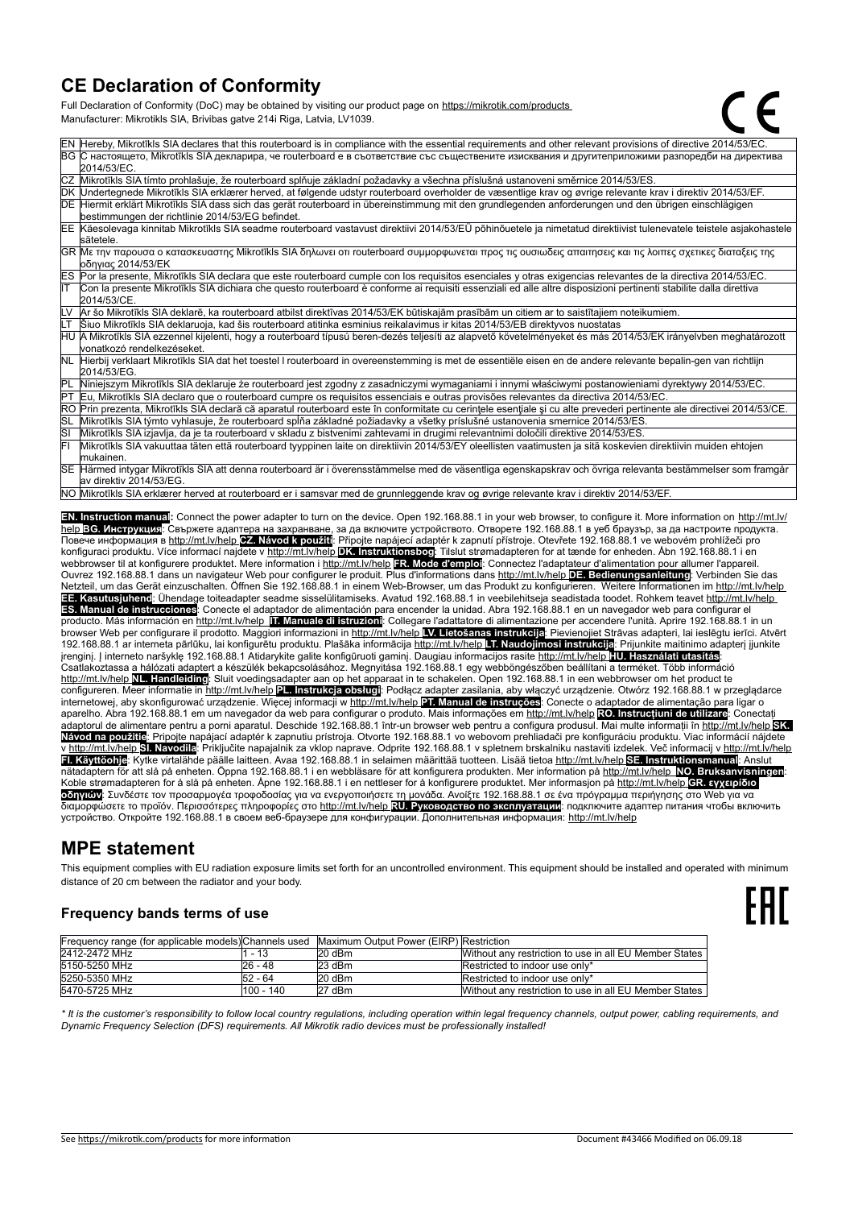# CE Declaration of Conformity

Full Declaration of Conformity (DoC) may be obtained by visiting our product page on https://mikrotik.com/products
Manufacturer: Mikrotikls SIA, Brivibas gatve 214i Riga, Latvia, LV1039.

| | |
|---|---|
| EN | Hereby, Mikrotīkls SIA declares that this routerboard is in compliance with the essential requirements and other relevant provisions of directive 2014/53/EC. |
| BG | С настоящето, Mikrotīkls SIA декларира, че routerboard е в съответствие със съществените изисквания и другитеприложими разпоредби на директива 2014/53/EC. |
| CZ | Mikrotīkls SIA tímto prohlašuje, že routerboard splňuje základní požadavky a všechna příslušná ustanoveni směrnice 2014/53/ES. |
| DK | Undertegnede Mikrotīkls SIA erklærer herved, at følgende udstyr routerboard overholder de væsentlige krav og øvrige relevante krav i direktiv 2014/53/EF. |
| DE | Hiermit erklärt Mikrotīkls SIA dass sich das gerät routerboard in übereinstimmung mit den grundlegenden anforderungen und den übrigen einschlägigen bestimmungen der richtlinie 2014/53/EG befindet. |
| EE | Käesolevaga kinnitab Mikrotīkls SIA seadme routerboard vastavust direktiivi 2014/53/EÜ põhinõuetele ja nimetatud direktiivist tulenevatele teistele asjakohastele sätetele. |
| GR | Με την παρουσα ο κατασκευαστης Mikrotīkls SIA δηλωνει οτι routerboard συμμορφωνεται προς τις ουσιωδεις απαιτησεις και τις λοιπες σχετικες διαταξεις της οδηγιας 2014/53/ΕΚ |
| ES | Por la presente, Mikrotīkls SIA declara que este routerboard cumple con los requisitos esenciales y otras exigencias relevantes de la directiva 2014/53/EC. |
| IT | Con la presente Mikrotīkls SIA dichiara che questo routerboard è conforme ai requisiti essenziali ed alle altre disposizioni pertinenti stabilite dalla direttiva 2014/53/CE. |
| LV | Ar šo Mikrotīkls SIA deklarē, ka routerboard atbilst direktīvas 2014/53/EK būtiskajām prasībām un citiem ar to saistītajiem noteikumiem. |
| LT | Šiuo Mikrotīkls SIA deklaruoja, kad šis routerboard atitinka esminius reikalavimus ir kitas 2014/53/EB direktyvos nuostatas |
| HU | A Mikrotīkls SIA ezzennel kijelenti, hogy a routerboard típusú beren-dezés teljesíti az alapvető követelményeket és más 2014/53/EK irányelvben meghatározott vonatkozó rendelkezéseket. |
| NL | Hierbij verklaart Mikrotīkls SIA dat het toestel l routerboard in overeenstemming is met de essentiële eisen en de andere relevante bepalin-gen van richtlijn 2014/53/EG. |
| PL | Niniejszym Mikrotīkls SIA deklaruje że routerboard jest zgodny z zasadniczymi wymaganiami i innymi właściwymi postanowieniami dyrektywy 2014/53/EC. |
| PT | Eu, Mikrotīkls SIA declaro que o routerboard cumpre os requisitos essenciais e outras provisões relevantes da directiva 2014/53/EC. |
| RO | Prin prezenta, Mikrotīkls SIA declară că aparatul routerboard este în conformitate cu cerinţele esenţiale şi cu alte prevederi pertinente ale directivei 2014/53/CE. |
| SL | Mikrotīkls SIA týmto vyhlasuje, že routerboard spĺňa základné požiadavky a všetky príslušné ustanovenia smernice 2014/53/ES. |
| SI | Mikrotīkls SIA izjavlja, da je ta routerboard v skladu z bistvenimi zahtevami in drugimi relevantnimi določili direktive 2014/53/ES. |
| FI | Mikrotīkls SIA vakuuttaa täten että routerboard tyyppinen laite on direktiivin 2014/53/EY oleellisten vaatimusten ja sitä koskevien direktiivin muiden ehtojen mukainen. |
| SE | Härmed intygar Mikrotīkls SIA att denna routerboard är i överensstämmelse med de väsentliga egenskapskrav och övriga relevanta bestämmelser som framgår av direktiv 2014/53/EG. |
| NO | Mikrotīkls SIA erklærer herved at routerboard er i samsvar med de grunnleggende krav og øvrige relevante krav i direktiv 2014/53/EF. |

**EN. Instruction manual:** Connect the power adapter to turn on the device. Open 192.168.88.1 in your web browser, to configure it. More information on http://mt.lv/help **BG. Инструкция**: Свържете адаптера на захранване, за да включите устройството. Отворете 192.168.88.1 в уеб браузър, за да настроите продукта. Повече информация в http://mt.lv/help **CZ. Návod k použití**: Připojte napájecí adaptér k zapnutí přístroje. Otevřete 192.168.88.1 ve webovém prohlížeči pro konfiguraci produktu. Více informací najdete v http://mt.lv/help **DK. Instruktionsbog**: Tilslut strømadapteren for at tænde for enheden. Åbn 192.168.88.1 i en webbrowser til at konfigurere produktet. Mere information i http://mt.lv/help **FR. Mode d'emploi**: Connectez l'adaptateur d'alimentation pour allumer l'appareil. Ouvrez 192.168.88.1 dans un navigateur Web pour configurer le produit. Plus d'informations dans http://mt.lv/help **DE. Bedienungsanleitung**: Verbinden Sie das Netzteil, um das Gerät einzuschalten. Öffnen Sie 192.168.88.1 in einem Web-Browser, um das Produkt zu konfigurieren. Weitere Informationen im http://mt.lv/help **EE. Kasutusjuhend**: Ühendage toiteadapter seadme sisselülitamiseks. Avatud 192.168.88.1 in veebilehitseja seadistada toodet. Rohkem teavet http://mt.lv/help **ES. Manual de instrucciones**: Conecte el adaptador de alimentación para encender la unidad. Abra 192.168.88.1 en un navegador web para configurar el producto. Más información en http://mt.lv/help **IT. Manuale di istruzioni**: Collegare l'adattatore di alimentazione per accendere l'unità. Aprire 192.168.88.1 in un browser Web per configurare il prodotto. Maggiori informazioni in http://mt.lv/help **LV. Lietošanas instrukcija**: Pievienojiet Strāvas adapteri, lai ieslēgtu ierīci. Atvērt 192.168.88.1 ar interneta pārlūku, lai konfigurētu produktu. Plašāka informācija http://mt.lv/help **LT. Naudojimosi instrukcija**: Prijunkite maitinimo adapterį įjunkite įrenginį. Į interneto naršyklę 192.168.88.1 Atidarykite galite konfigūruoti gaminį. Daugiau informacijos rasite http://mt.lv/help **HU. Használati utasítás**: Csatlakoztassa a hálózati adaptert a készülék bekapcsolásához. Megnyitása 192.168.88.1 egy webböngészőben beállítani a terméket. Több információ http://mt.lv/help **NL. Handleiding**: Sluit voedingsadapter aan op het apparaat in te schakelen. Open 192.168.88.1 in een webbrowser om het product te configureren. Meer informatie in http://mt.lv/help **PL. Instrukcja obsługi**: Podłącz adapter zasilania, aby włączyć urządzenie. Otwórz 192.168.88.1 w przeglądarce internetowej, aby skonfigurować urządzenie. Więcej informacji w http://mt.lv/help **PT. Manual de instruções**: Conecte o adaptador de alimentação para ligar o aparelho. Abra 192.168.88.1 em um navegador da web para configurar o produto. Mais informações em http://mt.lv/help **RO. Instrucţiuni de utilizare**: Conectaţi adaptorul de alimentare pentru a porni aparatul. Deschide 192.168.88.1 într-un browser web pentru a configura produsul. Mai multe informaţii în http://mt.lv/help **SK. Návod na použitie**: Pripojte napájací adaptér k zapnutiu prístroja. Otvorte 192.168.88.1 vo webovom prehliadači pre konfiguráciu produktu. Viac informácií nájdete v http://mt.lv/help **SI. Navodila**: Priključite napajalnik za vklop naprave. Odprite 192.168.88.1 v spletnem brskalniku nastaviti izdelek. Več informacij v http://mt.lv/help **FI. Käyttöohje**: Kytke virtalähde päälle laitteen. Avaa 192.168.88.1 in selaimen määrittää tuotteen. Lisää tietoa http://mt.lv/help **SE. Instruktionsmanual**: Anslut nätadaptern för att slå på enheten. Öppna 192.168.88.1 i en webbläsare för att konfigurera produkten. Mer information på http://mt.lv/help **NO. Bruksanvisningen**: Koble strømadapteren for å slå på enheten. Åpne 192.168.88.1 i en nettleser for å konfigurere produktet. Mer informasjon på http://mt.lv/help **GR. εγχειρίδιο οδηγιών**: Συνδέστε τον προσαρμογέα τροφοδοσίας για να ενεργοποιήσετε τη μονάδα. Ανοίξτε 192.168.88.1 σε ένα πρόγραμμα περιήγησης στο Web για να διαμορφώσετε το προϊόν. Περισσότερες πληροφορίες στο http://mt.lv/help **RU. Руководство по эксплуатации**: подключите адаптер питания чтобы включить устройство. Откройте 192.168.88.1 в своем веб-браузере для конфигурации. Дополнительная информация: http://mt.lv/help

# MPE statement

This equipment complies with EU radiation exposure limits set forth for an uncontrolled environment. This equipment should be installed and operated with minimum distance of 20 cm between the radiator and your body.

### Frequency bands terms of use

| Frequency range (for applicable models) | Channels used | Maximum Output Power (EIRP) | Restriction |
|---|---|---|---|
| 2412-2472 MHz | 1 - 13 | 20 dBm | Without any restriction to use in all EU Member States |
| 5150-5250 MHz | 26 - 48 | 23 dBm | Restricted to indoor use only* |
| 5250-5350 MHz | 52 - 64 | 20 dBm | Restricted to indoor use only* |
| 5470-5725 MHz | 100 - 140 | 27 dBm | Without any restriction to use in all EU Member States |

*\* It is the customer's responsibility to follow local country regulations, including operation within legal frequency channels, output power, cabling requirements, and Dynamic Frequency Selection (DFS) requirements. All Mikrotik radio devices must be professionally installed!*

See https://mikrotik.com/products for more information

Document #43466 Modified on 06.09.18